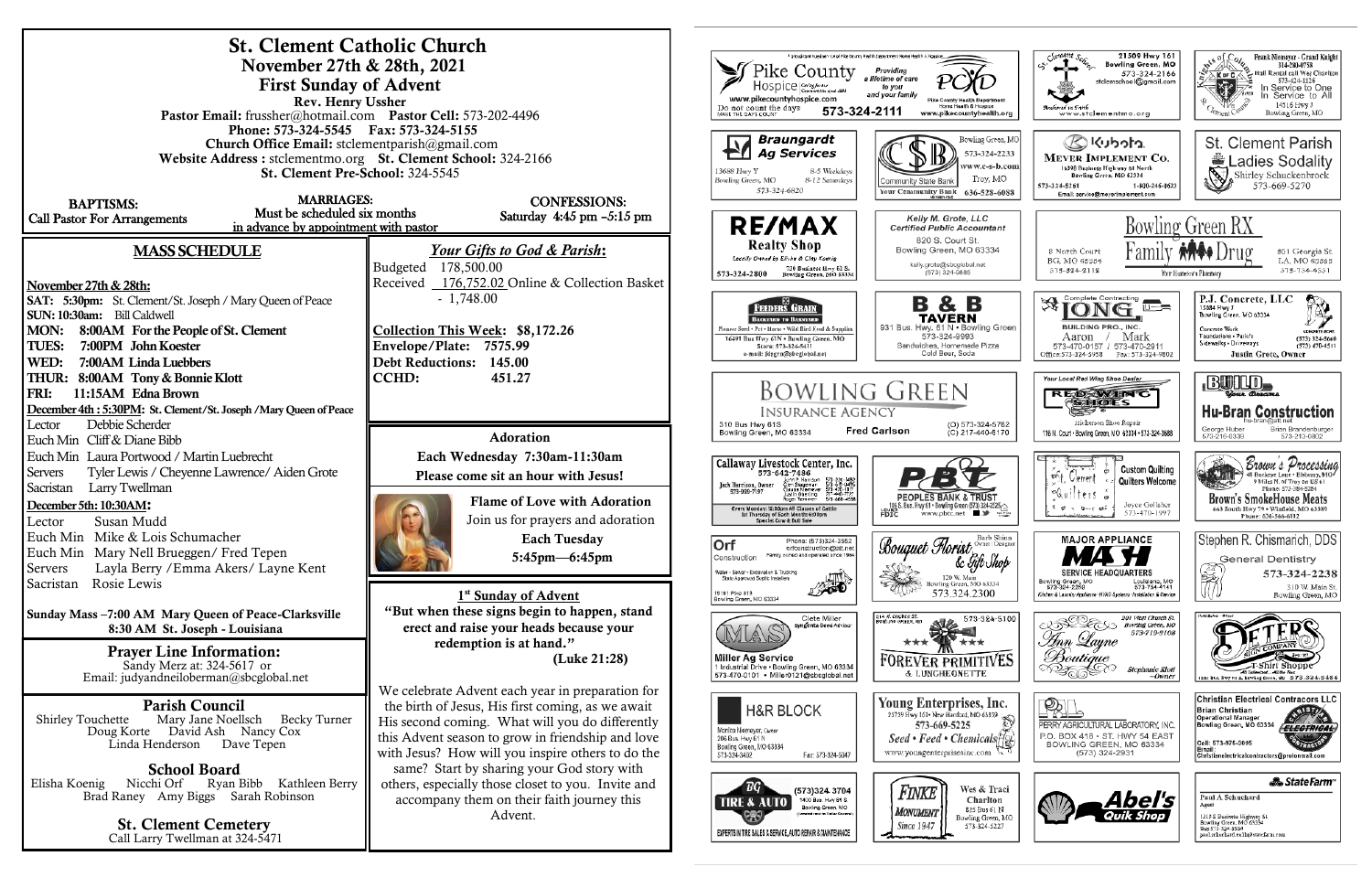# St. Clement Catholic Church

**November 27th & 28th, 2021**

**First Sunday of Advent**

**Rev. Henry Ussher**

**Pastor Email:** frussher@hotmail.com **Pastor Cell:** 573-202-4496

**Phone: 573-324-5545 Fax: 573-324-5155**

**Church Office Email:** stclementparish@gmail.com

**Website Address :** stclementmo.org **St. Clement School:** 324-2166

**St. Clement Pre-School:** 324-5545

**BAPTISMS:** Call Pastor For Arrangements

**MARRIAGES:** Must be scheduled six months in advance by appointment with pastor

**CONFESSIONS:** Saturday 4:45 pm –5:15 pm

## MASS SCHEDULE

**November 27th & 28th:**

**SAT: 5:30pm:** St. Clement/St. Joseph / Mary Queen of Peace
**SUN: 10:30am:** Bill Caldwell
**MON: 8:00AM For the People of St. Clement**
**TUES: 7:00PM John Koester**
**WED: 7:00AM Linda Luebbers**
**THUR: 8:00AM Tony & Bonnie Klott**
**FRI: 11:15AM Edna Brown**
**December 4th : 5:30PM: St. Clement/St. Joseph /Mary Queen of Peace**

Lector Debbie Scherder
Euch Min Cliff & Diane Bibb
Euch Min Laura Portwood / Martin Luebrecht
Servers Tyler Lewis / Cheyenne Lawrence/ Aiden Grote
Sacristan Larry Twellman

**December 5th: 10:30AM:**

Lector Susan Mudd
Euch Min Mike & Lois Schumacher
Euch Min Mary Nell Brueggen/ Fred Tepen
Servers Layla Berry /Emma Akers/ Layne Kent
Sacristan Rosie Lewis

**Sunday Mass –7:00 AM Mary Queen of Peace-Clarksville**
**8:30 AM St. Joseph - Louisiana**

## Prayer Line Information:

Sandy Merz at: 324-5617 or
Email: judyandneiloberman@sbcglobal.net

## Parish Council

Shirley Touchette Mary Jane Noellsch Becky Turner
Doug Korte David Ash Nancy Cox
Linda Henderson Dave Tepen

## School Board

Elisha Koenig Nicchi Orf Ryan Bibb Kathleen Berry
Brad Raney Amy Biggs Sarah Robinson

## St. Clement Cemetery

Call Larry Twellman at 324-5471

## *Your Gifts to God & Parish*:

Budgeted 178,500.00
Received 176,752.02 Online & Collection Basket
- 1,748.00

**Collection This Week: $8,172.26**
**Envelope/Plate: 7575.99**
**Debt Reductions: 145.00**
**CCHD: 451.27**

## Adoration

**Each Wednesday 7:30am-11:30am**
**Please come sit an hour with Jesus!**

**Flame of Love with Adoration**
Join us for prayers and adoration
**Each Tuesday**
**5:45pm—6:45pm**

## 1st Sunday of Advent

**"But when these signs begin to happen, stand erect and raise your heads because your redemption is at hand." (Luke 21:28)**

We celebrate Advent each year in preparation for the birth of Jesus, His first coming, as we await His second coming. What will you do differently this Advent season to grow in friendship and love with Jesus? How will you inspire others to do the same? Start by sharing your God story with others, especially those closet to you. Invite and accompany them on their faith journey this Advent.

---

Pike County Hospice — Providing a lifetime of care to you and your family — www.pikecountyhospice.com — Do not count the days, make the days count — 573-324-2111 — Pike County Health Department Home Health & Hospice — www.pikecountyhealth.org

St. Clement School — 21509 Hwy 161, Bowling Green, MO — 573-324-2166 — stclementschool@gmail.com — www.stclementmo.org

Knights of Columbus — Frank Niemeyer - Grand Knight — 314-280-0758 — Hall Rental call Wes Charlton 573-424-1126 — In Service to One, In Service to All — 14516 Hwy J, Bowling Green, MO

Braungardt Ag Services — 13688 Hwy Y, Bowling Green, MO — 8-5 Weekdays, 8-12 Saturdays — 573-324-6820

Community State Bank — Bowling Green, MO 573-324-2233 — www.c-s-b.com — Troy, MO 636-528-6088 — Your Community Bank

Kubota — Meyer Implement Co. — 16398 Business Highway 61 North, Bowling Green, MO 63334 — 573-324-5261 — 1-800-246-0623 — Email: service@meyerimplement.com

St. Clement Parish Ladies Sodality — Shirley Schuckenbrock — 573-669-5270

RE/MAX Realty Shop — Locally Owned By Elisha & Clay Koenig — 726 Business Hwy 61 S, Bowling Green, MO 63334 — 573-324-2800

Kelly M. Grote, LLC — Certified Public Accountant — 820 S. Court St., Bowling Green, MO 63334 — kelly.grote@sbcglobal.net — (573) 324-6885

Bowling Green RX — Family Drug — 8 North Court, BG, MO 63334, 573-324-2112 — 301 Georgia St, LA, MO 63353, 573-754-4551 — Your Hometown Pharmacy

Feeders Grain — Backyard to Barnyard — Pioneer Seed • Pet • Horse • Wild Bird Feed & Supplies — 16491 Bus Hwy 61N • Bowling Green, MO — Store: 573-324-5411 — e-mail: fdgrn@sbcglobal.net

B & B Tavern — 931 Bus. Hwy. 61 N • Bowling Green — 573-324-9993 — Sandwiches, Homemade Pizza — Cold Beer, Soda

Complete Contracting — Long Building Pro., Inc. — Aaron / Mark — 573-470-0157 / 573-470-2911 — Office: 573-324-5958 Fax: 573-324-9802

P.J. Concrete, LLC — 15084 Hwy J, Bowling Green, MO 63334 — Concrete Work: Foundations • Patio's • Sidewalks • Driveways — (573) 324-5660 — (573) 470-4511 — Justin Grote, Owner

Bowling Green Insurance Agency — 310 Bus Hwy 61S, Bowling Green, MO 63334 — Fred Carlson — (O) 573-324-5762 — (C) 217-440-6170

Your Local Red Wing Shoe Dealer — Red Wing Shoes — Hickerson Shoe Repair — 116 N. Court • Bowling Green, MO 63334 • 573-324-3688

Build Your Dreams — Hu-Bran Construction — hu-bran@att.net — George Huber 573-216-0339 — Brian Brandenburger 573-219-0802

Callaway Livestock Center, Inc. — 573-642-7486 — Jack Harrison, Owner 573-999-7197 — Every Monday 10:00am Fat Cattle, 12:30pm All Classes of Cattle — 1st Thursday of Each Month 6:00pm Special Cow & Bull Sale

Peoples Bank & Trust — 1105 S. Bus. Hwy 61 • Bowling Green (573) 324-2525 — www.pbtc.net — Member FDIC

St. Clement Quilters — Custom Quilting — Quilters Welcome — Joyce Gollaher 573-470-1997

Brown's Processing — 48 Buckeye Lane • Elsberry, MO — Brown's SmokeHouse Meats — 665 South Hwy 79 • Winfield, MO 63389 — Phone: 636-566-6112

Orf Construction — Phone: (573)324-3562 — orfconstruction@att.net — Family owned and operated since 1984 — Water • Sewer • Excavation & Trucking — State Approved Septic Installers — 16161 Pike 318, Bowling Green, MO 63334

Bouquet Florist & Gift Shop — Barb Shinn, Owner / Designer — 120 W. Main, Bowling Green, MO 63334 — 573.324.2300

Major Appliance — MASH — Service Headquarters — Bowling Green, MO 573-324-2259 — Louisiana, MO 573-754-4141 — Kitchen & Laundry Appliance • HVAC Systems • Installation & Service

Stephen R. Chismarich, DDS — General Dentistry — 573-324-2238 — 310 W Main St, Bowling Green, MO

Miller Ag Service — Clete Miller, Syngenta Seed Advisor — 1 Industrial Drive • Bowling Green, MO 63334 — 573-470-0101 • Miller0121@sbcglobal.net

Forever Primitives & Luncheonette — 214 W. Church St., Bowling Green, MO — 573-324-5100

Ann Layne Boutique — 201 West Church St., Bowling Green, MO — 573-719-9108 — Stephanie Klott, Owner

Deters Sign Company — T-Shirt Shoppe — 1330 Bus. Hwy 61 S, Bowling Green, MO — 573-324-5484

H&R Block — Monica Niemeyer, Owner — 206 Bus. Hwy 61 N, Bowling Green, MO 63334 — 573-324-3402 — Fax: 573-324-5047

Young Enterprises, Inc. — 25759 Hwy 161 • New Hartford, MO 63359 — 573-669-5225 — Seed • Feed • Chemicals — www.youngenterprisesinc.com

Perry Agricultural Laboratory, Inc. — P.O. Box 418 • St. Hwy 54 East, Bowling Green, MO 63334 — (573) 324-2931

Christian Electrical Contractors LLC — Brian Christian, Operational Manager — Bowling Green, MO 63334 — Cell: 573-826-9099 — Email: Christianelectricalcontractors@protonmail.com

BG Tire & Auto — (573)324-3704 — 1400 Bus. Hwy 61 S, Bowling Green, MO — Experts in Tire Sales & Service, Auto Repair & Maintenance

Finke Monument — Since 1947 — Wes & Traci Charlton — 825 Bus 61 N, Bowling Green, MO — 573-324-5227

Abel's Quik Shop

State Farm — Paul A Schuchard, Agent — 1219 S Business Highway 61, Bowling Green, MO 63334 — paul.schuchard.ru1b@statefarm.com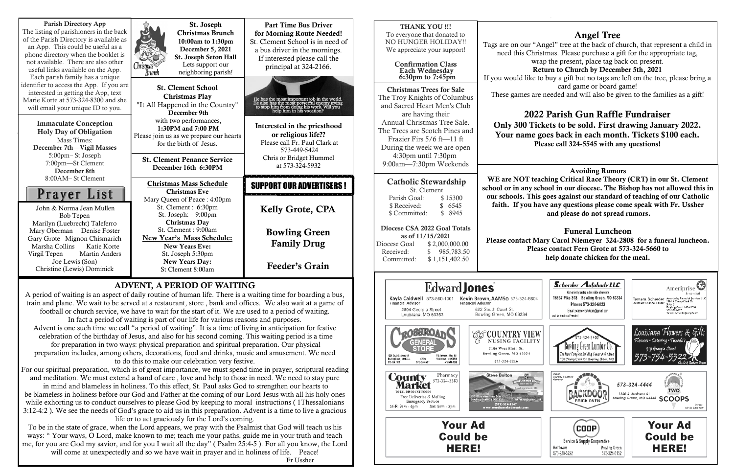**Parish Directory App**

The listing of parishioners in the back of the Parish Directory is available as an App. This could be useful as a phone directory when the booklet is not available. There are also other useful links available on the App. Each parish family has a unique identifier to access the App. If you are interested in getting the App, text Marie Korte at 573-524-8300 and she will email your unique ID to you.

**Immaculate Conception Holy Day of Obligation**

Mass Times:

**December 7th—Vigil Masses**

5:00pm– St Joseph

7:00pm—St Clement

**December 8th**

8:00AM– St Clement

## Prayer List

John & Norma Jean Mullen
Bob Tepen
Marilyn (Luebrecht) Taleferro
Mary Oberman Denise Foster
Gary Grote Mignon Chismarich
Marsha Collins Katie Korte
Virgil Tepen Martin Anders
Joe Lewis (Son)
Christine (Lewis) Dominick

**St. Joseph Christmas Brunch**
**10:00am to 1:30pm**
**December 5, 2021**
**St. Joseph Seton Hall**
Lets support our neighboring parish!

**St. Clement School Christmas Play**
"It All Happened in the Country"
**December 9th**
with two performances,
**1:30PM and 7:00 PM**
Please join us as we prepare our hearts for the birth of Jesus.

**St. Clement Penance Service**
**December 16th 6:30PM**

**Christmas Mass Schedule**
**Christmas Eve**
Mary Queen of Peace : 4:00pm
St. Clement : 6:30pm
St. Joseph: 9:00pm
**Christmas Day**
St. Clement : 9:00am
**New Year's Mass Schedule:**
**New Years Eve:**
St. Joseph 5:30pm
**New Years Day:**
St Clement 8:00am

**Part Time Bus Driver for Morning Route Needed!**
St. Clement School is in need of a bus driver in the mornings. If interested please call the principal at 324-2166.

He has the most important job in the world. He also has the most powerful enemy trying to stop him from doing his work. Will you help him in his vocation?

**Interested in the priesthood or religious life??**
Please call Fr. Paul Clark at 573-449-5424
Chris or Bridget Hummel at 573-324-5932

**SUPPORT OUR ADVERTISERS !**

**Kelly Grote, CPA**

**Bowling Green Family Drug**

**Feeder's Grain**

## ADVENT, A PERIOD OF WAITING

A period of waiting is an aspect of daily routine of human life. There is a waiting time for boarding a bus, train and plane. We wait to be served at a restaurant, store , bank and offices. We also wait at a game of football or church service, we have to wait for the start of it. We are used to a period of waiting. In fact a period of waiting is part of our life for various reasons and purposes.

Advent is one such time we call "a period of waiting". It is a time of living in anticipation for festive celebration of the birthday of Jesus, and also for his second coming. This waiting period is a time for preparation in two ways: physical preparation and spiritual preparation. Our physical preparation includes, among others, decorations, food and drinks, music and amusement. We need to do this to make our celebration very festive.

For our spiritual preparation, which is of great importance, we must spend time in prayer, scriptural reading and meditation. We must extend a hand of care , love and help to those in need. We need to stay pure in mind and blameless in holiness. To this effect, St. Paul asks God to strengthen our hearts to be blameless in holiness before our God and Father at the coming of our Lord Jesus with all his holy ones while exhorting us to conduct ourselves to please God by keeping to moral instructions ( 1Thessalonians 3:12-4:2 ). We see the needs of God's grace to aid us in this preparation. Advent is a time to live a gracious life or to act graciously for the Lord's coming.

To be in the state of grace, when the Lord appears, we pray with the Psalmist that God will teach us his ways: " Your ways, O Lord, make known to me; teach me your paths, guide me in your truth and teach me, for you are God my savior, and for you I wait all the day" ( Psalm 25:4-5 ). For all you know, the Lord will come at unexpectedly and so we have wait in prayer and in holiness of life. Peace!

Fr Ussher

**THANK YOU !!!**
To everyone that donated to NO HUNGER HOLIDAY!! We appreciate your support!

**Confirmation Class**
**Each Wednesday**
**6:30pm to 7:45pm**

**Christmas Trees for Sale**
The Troy Knights of Columbus and Sacred Heart Men's Club are having their Annual Christmas Tree Sale. The Trees are Scotch Pines and Frazier Firs 5/6 ft—11 ft During the week we are open 4:30pm until 7:30pm 9:00am—7:30pm Weekends

**Catholic Stewardship**
St. Clement

| | |
|---|---|
| Parish Goal: | $ 15300 |
| $ Received: | $ 6545 |
| $ Committed: | $ 8945 |

**Diocese CSA 2022 Goal Totals as of 11/15/2021**

| | |
|---|---|
| Diocese Goal | $ 2,000,000.00 |
| Received: | $ 985,783.50 |
| Committed: | $ 1,151,402.50 |

## Angel Tree

Tags are on our "Angel" tree at the back of church, that represent a child in need this Christmas. Please purchase a gift for the appropriate tag, wrap the present, place tag back on present.

**Return to Church by December 5th, 2021**

If you would like to buy a gift but no tags are left on the tree, please bring a card game or board game!

These games are needed and will also be given to the families as a gift!

## 2022 Parish Gun Raffle Fundraiser

**Only 300 Tickets to be sold. First drawing January 2022. Your name goes back in each month. Tickets $100 each.**

**Please call 324-5545 with any questions!**

**Avoiding Rumors**

**WE are NOT teaching Critical Race Theory (CRT) in our St. Clement school or in any school in our diocese. The Bishop has not allowed this in our schools. This goes against our standard of teaching of our Catholic faith. If you have any questions please come speak with Fr. Ussher and please do not spread rumors.**

**Funeral Luncheon**

**Please contact Mary Carol Niemeyer 324-2808 for a funeral luncheon. Please contact Fern Grote at 573-324-5660 to help donate chicken for the meal.**

Edward Jones
Kayla Caldwell 573-560-1001 Financial Advisor 2604 Georgia Street Louisiana, MO 63353
Kevin Brown, AAMS® 573-324-6604 Financial Advisor 822 South Court St. Bowling Green, MO 63334

Scherder Autobody LLC
16637 Pike 318 Bowling Green, MO 63334
Phone: 573-324-6023

Ameriprise Financial
Tamara Scherder

Crossroads General Store

Country View Nursing Facility
2106 West Main St.
Bowling Green, MO 63334
573-324-2216

Bowling Green Lumber Co.
573-324-5400
The Most Complete Building Center in the Area
700 Champ Clark Dr. Bowling Green, MO

Louisiana Flowers & Gifts
Flowers • Catering • Tuxedo's
319 Georgia Street
573-754-5522

County Market
Pharmacy 573-324-3383
TOTAL DISCOUNT FOODS
Free Deliveries & Mailing
Emergency Service
M-F: 9am - 6pm Sat: 9am - 2pm

Steve Bolton
(573) 324-2247

Backdoor Brick Oven
573-324-4444
1300 S. Business 61
Bowling Green, MO 63334

Two Scoops

**Your Ad Could be HERE!**

COOP
Service & Supply Cooperative
Bellflower 573-929-3222
Bowling Green 573-324-5152

**Your Ad Could be HERE!**